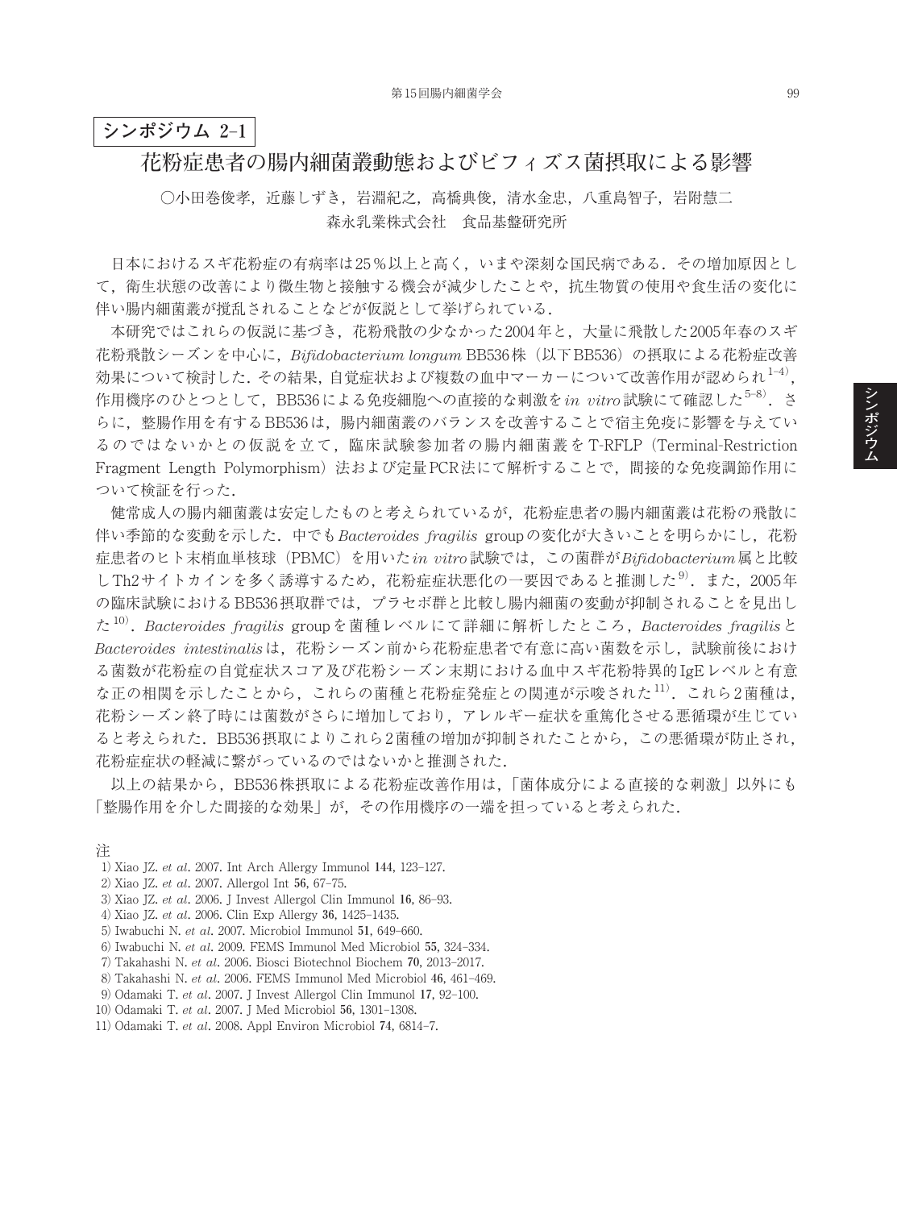シンポジウム 2-1

# 花粉症患者の腸内細菌叢動態およびビフィズス菌摂取による影響

○小田巻俊孝，近藤しずき，岩淵紀之，高橋典俊，清水金忠，八重島智子，岩附慧二
森永乳業株式会社　食品基盤研究所

日本におけるスギ花粉症の有病率は25％以上と高く，いまや深刻な国民病である．その増加原因として，衛生状態の改善により微生物と接触する機会が減少したことや，抗生物質の使用や食生活の変化に伴い腸内細菌叢が撹乱されることなどが仮説として挙げられている．

本研究ではこれらの仮説に基づき，花粉飛散の少なかった2004年と，大量に飛散した2005年春のスギ花粉飛散シーズンを中心に，*Bifidobacterium longum* BB536株（以下BB536）の摂取による花粉症改善効果について検討した．その結果，自覚症状および複数の血中マーカーについて改善作用が認められ[1-4]，作用機序のひとつとして，BB536による免疫細胞への直接的な刺激を*in vitro*試験にて確認した[5-8]．さらに，整腸作用を有するBB536は，腸内細菌叢のバランスを改善することで宿主免疫に影響を与えているのではないかとの仮説を立て，臨床試験参加者の腸内細菌叢をT-RFLP（Terminal-Restriction Fragment Length Polymorphism）法および定量PCR法にて解析することで，間接的な免疫調節作用について検証を行った．

健常成人の腸内細菌叢は安定したものと考えられているが，花粉症患者の腸内細菌叢は花粉の飛散に伴い季節的な変動を示した．中でも*Bacteroides fragilis* groupの変化が大きいことを明らかにし，花粉症患者のヒト末梢血単核球（PBMC）を用いた*in vitro*試験では，この菌群が*Bifidobacterium*属と比較しTh2サイトカインを多く誘導するため，花粉症症状悪化の一要因であると推測した[9]．また，2005年の臨床試験におけるBB536摂取群では，プラセボ群と比較し腸内細菌の変動が抑制されることを見出した[10]．*Bacteroides fragilis* groupを菌種レベルにて詳細に解析したところ，*Bacteroides fragilis*と*Bacteroides intestinalis*は，花粉シーズン前から花粉症患者で有意に高い菌数を示し，試験前後における菌数が花粉症の自覚症状スコア及び花粉シーズン末期における血中スギ花粉特異的IgEレベルと有意な正の相関を示したことから，これらの菌種と花粉症発症との関連が示唆された[11]．これら2菌種は，花粉シーズン終了時には菌数がさらに増加しており，アレルギー症状を重篤化させる悪循環が生じていると考えられた．BB536摂取によりこれら2菌種の増加が抑制されたことから，この悪循環が防止され，花粉症症状の軽減に繋がっているのではないかと推測された．

以上の結果から，BB536株摂取による花粉症改善作用は，「菌体成分による直接的な刺激」以外にも「整腸作用を介した間接的な効果」が，その作用機序の一端を担っていると考えられた．

注

1) Xiao JZ. *et al*. 2007. Int Arch Allergy Immunol **144**, 123–127.
2) Xiao JZ. *et al*. 2007. Allergol Int **56**, 67–75.
3) Xiao JZ. *et al*. 2006. J Invest Allergol Clin Immunol **16**, 86–93.
4) Xiao JZ. *et al*. 2006. Clin Exp Allergy **36**, 1425–1435.
5) Iwabuchi N. *et al*. 2007. Microbiol Immunol **51**, 649–660.
6) Iwabuchi N. *et al*. 2009. FEMS Immunol Med Microbiol **55**, 324–334.
7) Takahashi N. *et al*. 2006. Biosci Biotechnol Biochem **70**, 2013–2017.
8) Takahashi N. *et al*. 2006. FEMS Immunol Med Microbiol **46**, 461–469.
9) Odamaki T. *et al*. 2007. J Invest Allergol Clin Immunol **17**, 92–100.
10) Odamaki T. *et al*. 2007. J Med Microbiol **56**, 1301–1308.
11) Odamaki T. *et al*. 2008. Appl Environ Microbiol **74**, 6814–7.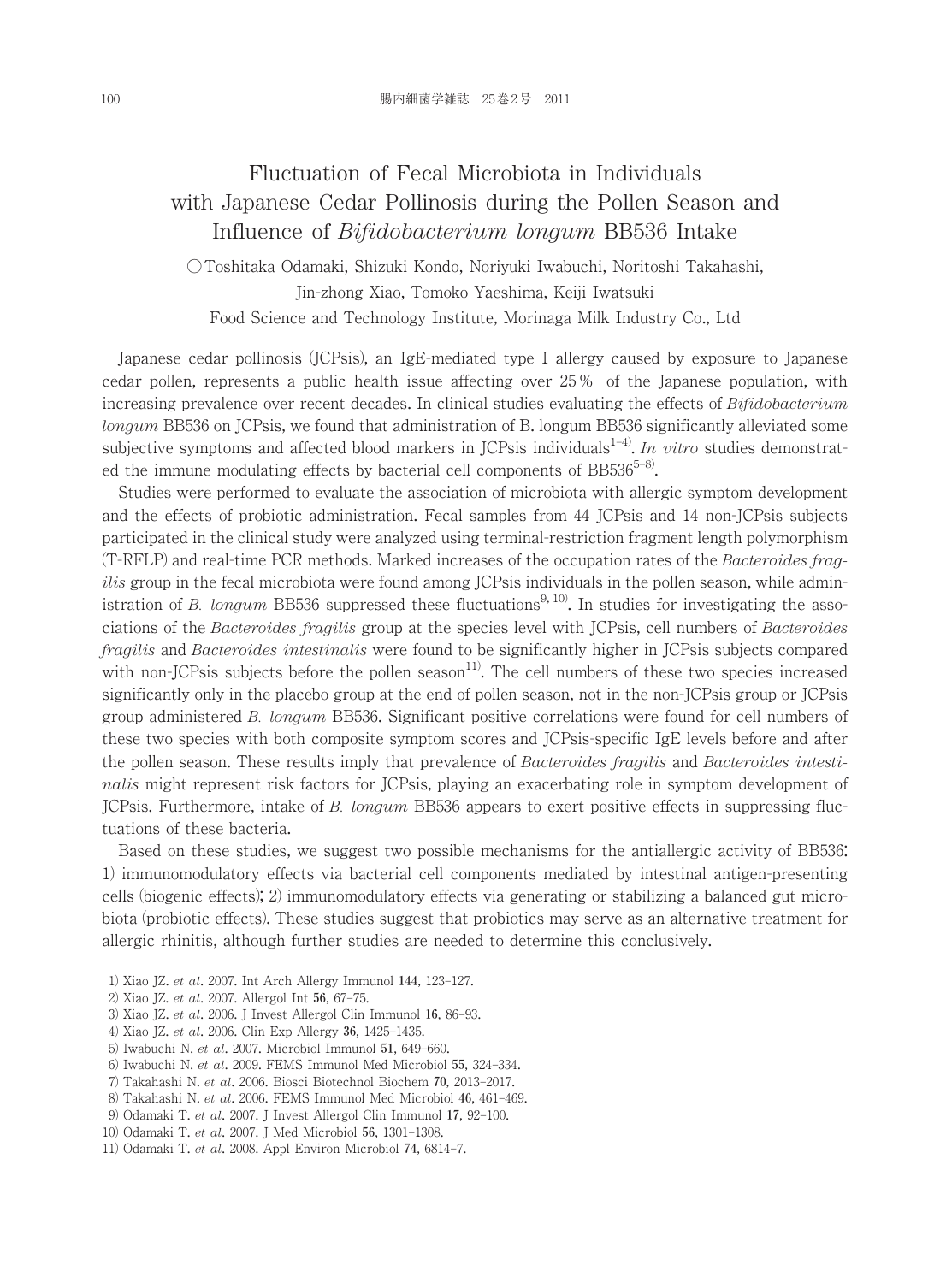# Fluctuation of Fecal Microbiota in Individuals with Japanese Cedar Pollinosis during the Pollen Season and Influence of *Bifidobacterium longum* BB536 Intake

○Toshitaka Odamaki, Shizuki Kondo, Noriyuki Iwabuchi, Noritoshi Takahashi, Jin-zhong Xiao, Tomoko Yaeshima, Keiji Iwatsuki

Food Science and Technology Institute, Morinaga Milk Industry Co., Ltd

Japanese cedar pollinosis (JCPsis), an IgE-mediated type I allergy caused by exposure to Japanese cedar pollen, represents a public health issue affecting over 25% of the Japanese population, with increasing prevalence over recent decades. In clinical studies evaluating the effects of *Bifidobacterium longum* BB536 on JCPsis, we found that administration of B. longum BB536 significantly alleviated some subjective symptoms and affected blood markers in JCPsis individuals[1–4]. *In vitro* studies demonstrated the immune modulating effects by bacterial cell components of BB536[5–8].

Studies were performed to evaluate the association of microbiota with allergic symptom development and the effects of probiotic administration. Fecal samples from 44 JCPsis and 14 non-JCPsis subjects participated in the clinical study were analyzed using terminal-restriction fragment length polymorphism (T-RFLP) and real-time PCR methods. Marked increases of the occupation rates of the *Bacteroides fragilis* group in the fecal microbiota were found among JCPsis individuals in the pollen season, while administration of *B. longum* BB536 suppressed these fluctuations[9, 10]. In studies for investigating the associations of the *Bacteroides fragilis* group at the species level with JCPsis, cell numbers of *Bacteroides fragilis* and *Bacteroides intestinalis* were found to be significantly higher in JCPsis subjects compared with non-JCPsis subjects before the pollen season[11]. The cell numbers of these two species increased significantly only in the placebo group at the end of pollen season, not in the non-JCPsis group or JCPsis group administered *B. longum* BB536. Significant positive correlations were found for cell numbers of these two species with both composite symptom scores and JCPsis-specific IgE levels before and after the pollen season. These results imply that prevalence of *Bacteroides fragilis* and *Bacteroides intestinalis* might represent risk factors for JCPsis, playing an exacerbating role in symptom development of JCPsis. Furthermore, intake of *B. longum* BB536 appears to exert positive effects in suppressing fluctuations of these bacteria.

Based on these studies, we suggest two possible mechanisms for the antiallergic activity of BB536: 1) immunomodulatory effects via bacterial cell components mediated by intestinal antigen-presenting cells (biogenic effects); 2) immunomodulatory effects via generating or stabilizing a balanced gut microbiota (probiotic effects). These studies suggest that probiotics may serve as an alternative treatment for allergic rhinitis, although further studies are needed to determine this conclusively.

1) Xiao JZ. *et al*. 2007. Int Arch Allergy Immunol **144**, 123–127.
2) Xiao JZ. *et al*. 2007. Allergol Int **56**, 67–75.
3) Xiao JZ. *et al*. 2006. J Invest Allergol Clin Immunol **16**, 86–93.
4) Xiao JZ. *et al*. 2006. Clin Exp Allergy **36**, 1425–1435.
5) Iwabuchi N. *et al*. 2007. Microbiol Immunol **51**, 649–660.
6) Iwabuchi N. *et al*. 2009. FEMS Immunol Med Microbiol **55**, 324–334.
7) Takahashi N. *et al*. 2006. Biosci Biotechnol Biochem **70**, 2013–2017.
8) Takahashi N. *et al*. 2006. FEMS Immunol Med Microbiol **46**, 461–469.
9) Odamaki T. *et al*. 2007. J Invest Allergol Clin Immunol **17**, 92–100.
10) Odamaki T. *et al*. 2007. J Med Microbiol **56**, 1301–1308.
11) Odamaki T. *et al*. 2008. Appl Environ Microbiol **74**, 6814–7.